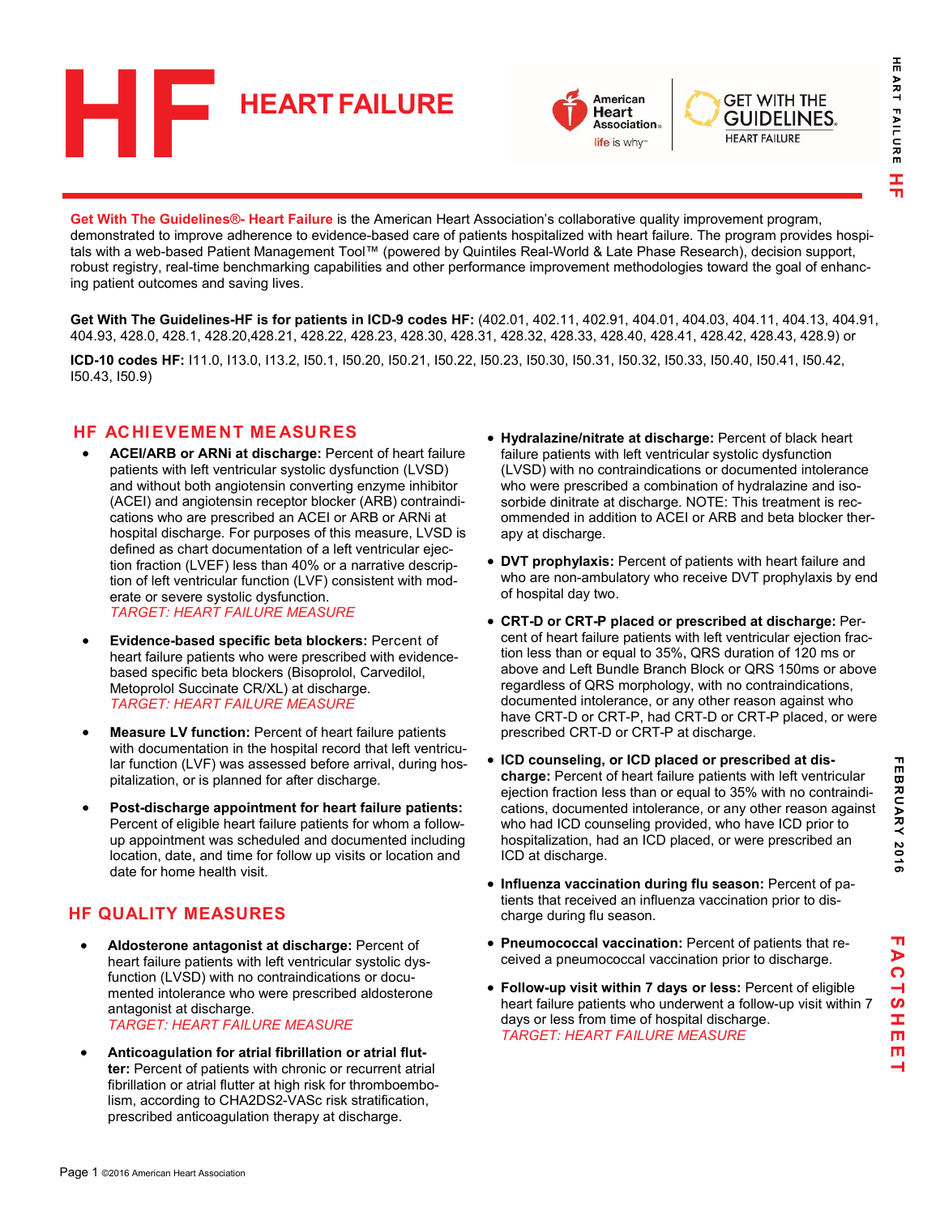# HF HEART FAILURE

**Get With The Guidelines®- Heart Failure** is the American Heart Association's collaborative quality improvement program, demonstrated to improve adherence to evidence-based care of patients hospitalized with heart failure. The program provides hospitals with a web-based Patient Management Tool™ (powered by Quintiles Real-World & Late Phase Research), decision support, robust registry, real-time benchmarking capabilities and other performance improvement methodologies toward the goal of enhancing patient outcomes and saving lives.

**Get With The Guidelines-HF is for patients in ICD-9 codes HF:** (402.01, 402.11, 402.91, 404.01, 404.03, 404.11, 404.13, 404.91, 404.93, 428.0, 428.1, 428.20,428.21, 428.22, 428.23, 428.30, 428.31, 428.32, 428.33, 428.40, 428.41, 428.42, 428.43, 428.9) or

**ICD-10 codes HF:** I11.0, I13.0, I13.2, I50.1, I50.20, I50.21, I50.22, I50.23, I50.30, I50.31, I50.32, I50.33, I50.40, I50.41, I50.42, I50.43, I50.9)

## HF ACHIEVEMENT MEASURES

- **ACEI/ARB or ARNi at discharge:** Percent of heart failure patients with left ventricular systolic dysfunction (LVSD) and without both angiotensin converting enzyme inhibitor (ACEI) and angiotensin receptor blocker (ARB) contraindications who are prescribed an ACEI or ARB or ARNi at hospital discharge. For purposes of this measure, LVSD is defined as chart documentation of a left ventricular ejection fraction (LVEF) less than 40% or a narrative description of left ventricular function (LVF) consistent with moderate or severe systolic dysfunction.
  *TARGET: HEART FAILURE MEASURE*
- **Evidence-based specific beta blockers:** Percent of heart failure patients who were prescribed with evidence-based specific beta blockers (Bisoprolol, Carvedilol, Metoprolol Succinate CR/XL) at discharge.
  *TARGET: HEART FAILURE MEASURE*
- **Measure LV function:** Percent of heart failure patients with documentation in the hospital record that left ventricular function (LVF) was assessed before arrival, during hospitalization, or is planned for after discharge.
- **Post-discharge appointment for heart failure patients:** Percent of eligible heart failure patients for whom a follow-up appointment was scheduled and documented including location, date, and time for follow up visits or location and date for home health visit.

## HF QUALITY MEASURES

- **Aldosterone antagonist at discharge:** Percent of heart failure patients with left ventricular systolic dysfunction (LVSD) with no contraindications or documented intolerance who were prescribed aldosterone antagonist at discharge.
  *TARGET: HEART FAILURE MEASURE*
- **Anticoagulation for atrial fibrillation or atrial flutter:** Percent of patients with chronic or recurrent atrial fibrillation or atrial flutter at high risk for thromboembolism, according to CHA2DS2-VASc risk stratification, prescribed anticoagulation therapy at discharge.
- **Hydralazine/nitrate at discharge:** Percent of black heart failure patients with left ventricular systolic dysfunction (LVSD) with no contraindications or documented intolerance who were prescribed a combination of hydralazine and isosorbide dinitrate at discharge. NOTE: This treatment is recommended in addition to ACEI or ARB and beta blocker therapy at discharge.
- **DVT prophylaxis:** Percent of patients with heart failure and who are non-ambulatory who receive DVT prophylaxis by end of hospital day two.
- **CRT-D or CRT-P placed or prescribed at discharge:** Percent of heart failure patients with left ventricular ejection fraction less than or equal to 35%, QRS duration of 120 ms or above and Left Bundle Branch Block or QRS 150ms or above regardless of QRS morphology, with no contraindications, documented intolerance, or any other reason against who have CRT-D or CRT-P, had CRT-D or CRT-P placed, or were prescribed CRT-D or CRT-P at discharge.
- **ICD counseling, or ICD placed or prescribed at discharge:** Percent of heart failure patients with left ventricular ejection fraction less than or equal to 35% with no contraindications, documented intolerance, or any other reason against who had ICD counseling provided, who have ICD prior to hospitalization, had an ICD placed, or were prescribed an ICD at discharge.
- **Influenza vaccination during flu season:** Percent of patients that received an influenza vaccination prior to discharge during flu season.
- **Pneumococcal vaccination:** Percent of patients that received a pneumococcal vaccination prior to discharge.
- **Follow-up visit within 7 days or less:** Percent of eligible heart failure patients who underwent a follow-up visit within 7 days or less from time of hospital discharge.
  *TARGET: HEART FAILURE MEASURE*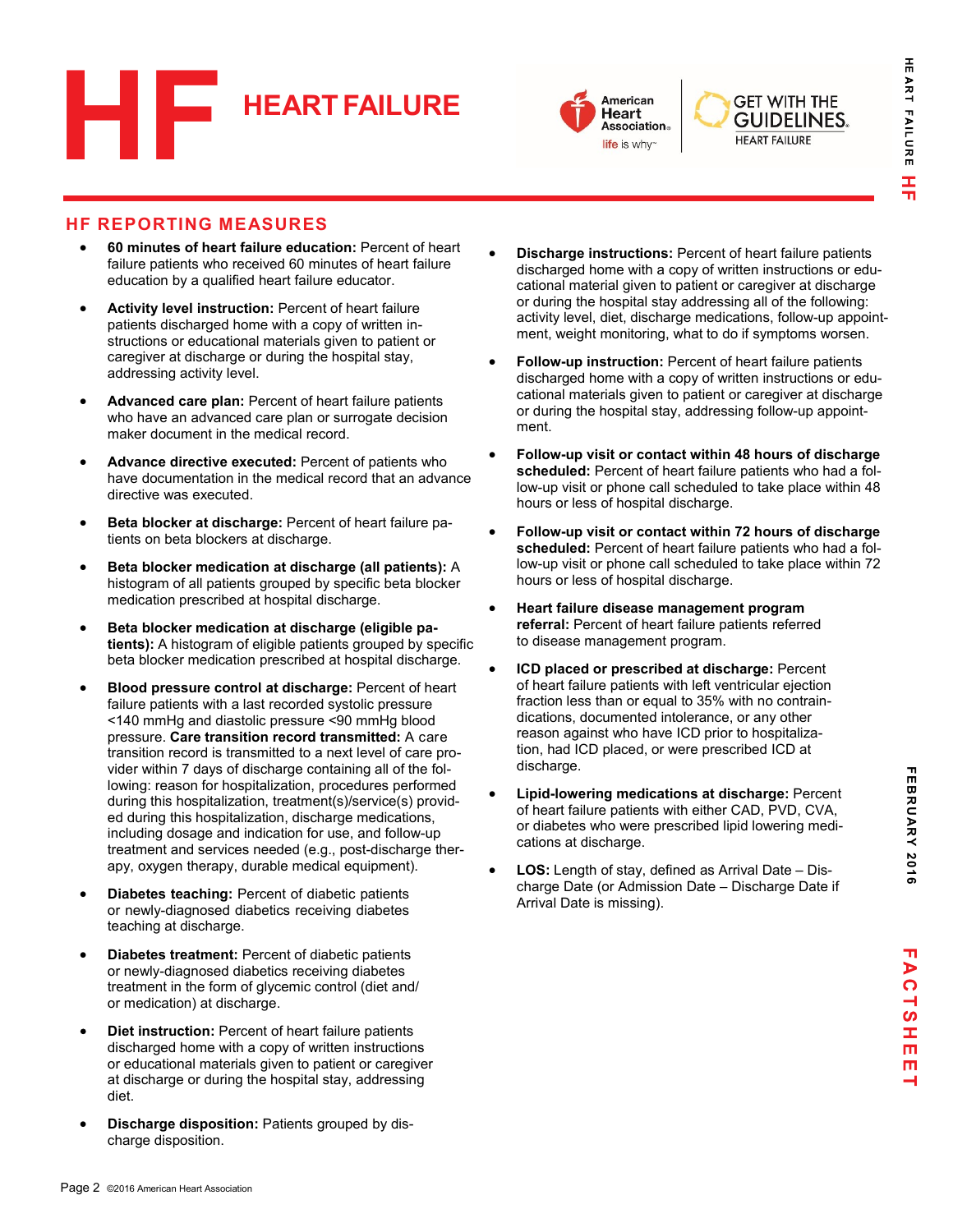# HF HEART FAILURE

## HF REPORTING MEASURES

- **60 minutes of heart failure education:** Percent of heart failure patients who received 60 minutes of heart failure education by a qualified heart failure educator.
- **Activity level instruction:** Percent of heart failure patients discharged home with a copy of written instructions or educational materials given to patient or caregiver at discharge or during the hospital stay, addressing activity level.
- **Advanced care plan:** Percent of heart failure patients who have an advanced care plan or surrogate decision maker document in the medical record.
- **Advance directive executed:** Percent of patients who have documentation in the medical record that an advance directive was executed.
- **Beta blocker at discharge:** Percent of heart failure patients on beta blockers at discharge.
- **Beta blocker medication at discharge (all patients):** A histogram of all patients grouped by specific beta blocker medication prescribed at hospital discharge.
- **Beta blocker medication at discharge (eligible patients):** A histogram of eligible patients grouped by specific beta blocker medication prescribed at hospital discharge.
- **Blood pressure control at discharge:** Percent of heart failure patients with a last recorded systolic pressure <140 mmHg and diastolic pressure <90 mmHg blood pressure. **Care transition record transmitted:** A care transition record is transmitted to a next level of care provider within 7 days of discharge containing all of the following: reason for hospitalization, procedures performed during this hospitalization, treatment(s)/service(s) provided during this hospitalization, discharge medications, including dosage and indication for use, and follow-up treatment and services needed (e.g., post-discharge therapy, oxygen therapy, durable medical equipment).
- **Diabetes teaching:** Percent of diabetic patients or newly-diagnosed diabetics receiving diabetes teaching at discharge.
- **Diabetes treatment:** Percent of diabetic patients or newly-diagnosed diabetics receiving diabetes treatment in the form of glycemic control (diet and/or medication) at discharge.
- **Diet instruction:** Percent of heart failure patients discharged home with a copy of written instructions or educational materials given to patient or caregiver at discharge or during the hospital stay, addressing diet.
- **Discharge disposition:** Patients grouped by discharge disposition.
- **Discharge instructions:** Percent of heart failure patients discharged home with a copy of written instructions or educational material given to patient or caregiver at discharge or during the hospital stay addressing all of the following: activity level, diet, discharge medications, follow-up appointment, weight monitoring, what to do if symptoms worsen.
- **Follow-up instruction:** Percent of heart failure patients discharged home with a copy of written instructions or educational materials given to patient or caregiver at discharge or during the hospital stay, addressing follow-up appointment.
- **Follow-up visit or contact within 48 hours of discharge scheduled:** Percent of heart failure patients who had a follow-up visit or phone call scheduled to take place within 48 hours or less of hospital discharge.
- **Follow-up visit or contact within 72 hours of discharge scheduled:** Percent of heart failure patients who had a follow-up visit or phone call scheduled to take place within 72 hours or less of hospital discharge.
- **Heart failure disease management program referral:** Percent of heart failure patients referred to disease management program.
- **ICD placed or prescribed at discharge:** Percent of heart failure patients with left ventricular ejection fraction less than or equal to 35% with no contraindications, documented intolerance, or any other reason against who have ICD prior to hospitalization, had ICD placed, or were prescribed ICD at discharge.
- **Lipid-lowering medications at discharge:** Percent of heart failure patients with either CAD, PVD, CVA, or diabetes who were prescribed lipid lowering medications at discharge.
- **LOS:** Length of stay, defined as Arrival Date – Discharge Date (or Admission Date – Discharge Date if Arrival Date is missing).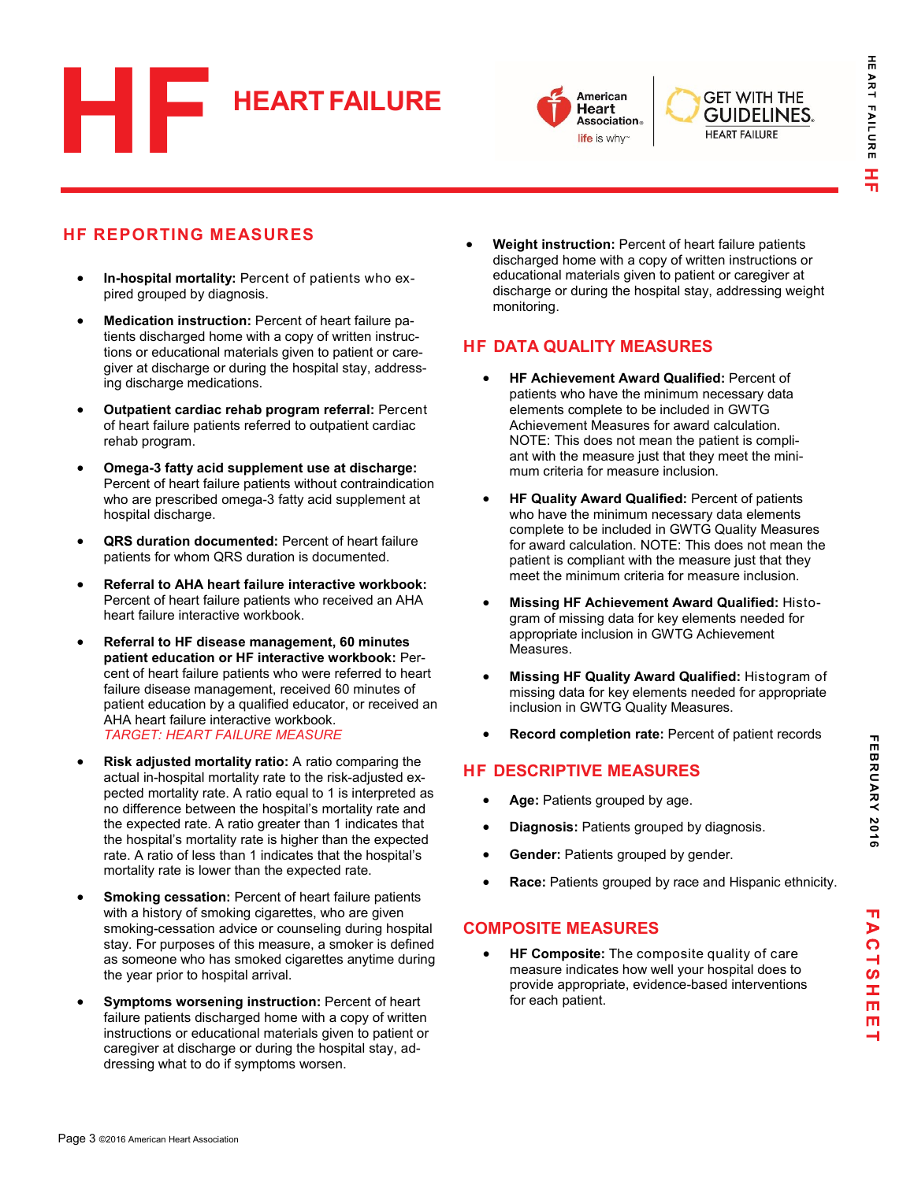# HF HEART FAILURE

## HF REPORTING MEASURES

- **In-hospital mortality:** Percent of patients who expired grouped by diagnosis.
- **Medication instruction:** Percent of heart failure patients discharged home with a copy of written instructions or educational materials given to patient or caregiver at discharge or during the hospital stay, addressing discharge medications.
- **Outpatient cardiac rehab program referral:** Percent of heart failure patients referred to outpatient cardiac rehab program.
- **Omega-3 fatty acid supplement use at discharge:** Percent of heart failure patients without contraindication who are prescribed omega-3 fatty acid supplement at hospital discharge.
- **QRS duration documented:** Percent of heart failure patients for whom QRS duration is documented.
- **Referral to AHA heart failure interactive workbook:** Percent of heart failure patients who received an AHA heart failure interactive workbook.
- **Referral to HF disease management, 60 minutes patient education or HF interactive workbook:** Percent of heart failure patients who were referred to heart failure disease management, received 60 minutes of patient education by a qualified educator, or received an AHA heart failure interactive workbook.
  *TARGET: HEART FAILURE MEASURE*
- **Risk adjusted mortality ratio:** A ratio comparing the actual in-hospital mortality rate to the risk-adjusted expected mortality rate. A ratio equal to 1 is interpreted as no difference between the hospital's mortality rate and the expected rate. A ratio greater than 1 indicates that the hospital's mortality rate is higher than the expected rate. A ratio of less than 1 indicates that the hospital's mortality rate is lower than the expected rate.
- **Smoking cessation:** Percent of heart failure patients with a history of smoking cigarettes, who are given smoking-cessation advice or counseling during hospital stay. For purposes of this measure, a smoker is defined as someone who has smoked cigarettes anytime during the year prior to hospital arrival.
- **Symptoms worsening instruction:** Percent of heart failure patients discharged home with a copy of written instructions or educational materials given to patient or caregiver at discharge or during the hospital stay, addressing what to do if symptoms worsen.
- **Weight instruction:** Percent of heart failure patients discharged home with a copy of written instructions or educational materials given to patient or caregiver at discharge or during the hospital stay, addressing weight monitoring.

## HF DATA QUALITY MEASURES

- **HF Achievement Award Qualified:** Percent of patients who have the minimum necessary data elements complete to be included in GWTG Achievement Measures for award calculation. NOTE: This does not mean the patient is compliant with the measure just that they meet the minimum criteria for measure inclusion.
- **HF Quality Award Qualified:** Percent of patients who have the minimum necessary data elements complete to be included in GWTG Quality Measures for award calculation. NOTE: This does not mean the patient is compliant with the measure just that they meet the minimum criteria for measure inclusion.
- **Missing HF Achievement Award Qualified:** Histogram of missing data for key elements needed for appropriate inclusion in GWTG Achievement Measures.
- **Missing HF Quality Award Qualified:** Histogram of missing data for key elements needed for appropriate inclusion in GWTG Quality Measures.
- **Record completion rate:** Percent of patient records

## HF DESCRIPTIVE MEASURES

- **Age:** Patients grouped by age.
- **Diagnosis:** Patients grouped by diagnosis.
- **Gender:** Patients grouped by gender.
- **Race:** Patients grouped by race and Hispanic ethnicity.

## COMPOSITE MEASURES

- **HF Composite:** The composite quality of care measure indicates how well your hospital does to provide appropriate, evidence-based interventions for each patient.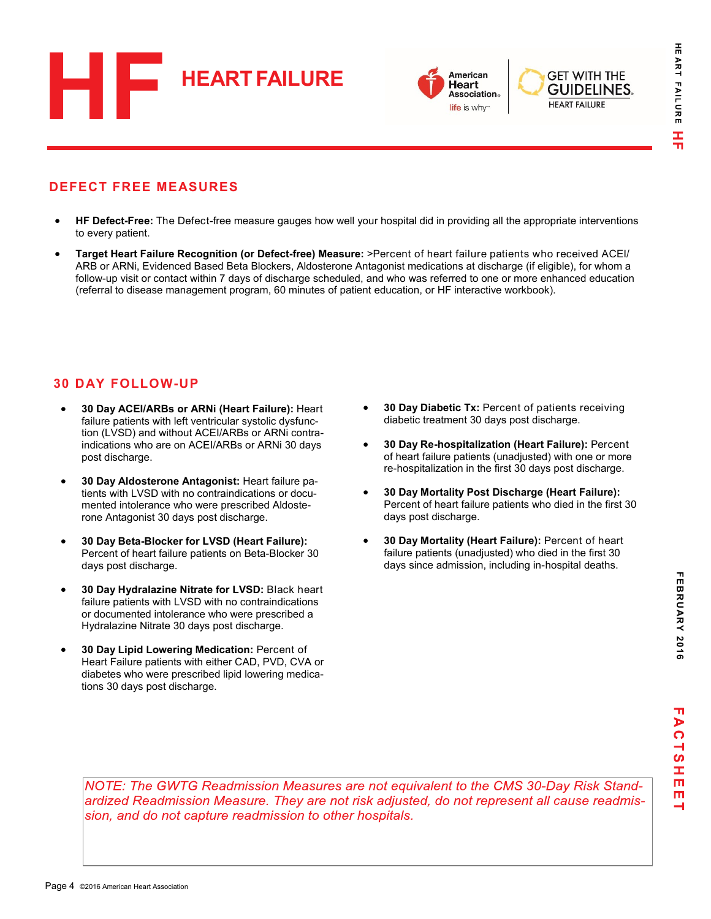# HF HEART FAILURE

## DEFECT FREE MEASURES

- **HF Defect-Free:** The Defect-free measure gauges how well your hospital did in providing all the appropriate interventions to every patient.
- **Target Heart Failure Recognition (or Defect-free) Measure:** >Percent of heart failure patients who received ACEI/ ARB or ARNi, Evidenced Based Beta Blockers, Aldosterone Antagonist medications at discharge (if eligible), for whom a follow-up visit or contact within 7 days of discharge scheduled, and who was referred to one or more enhanced education (referral to disease management program, 60 minutes of patient education, or HF interactive workbook).

## 30 DAY FOLLOW-UP

- **30 Day ACEI/ARBs or ARNi (Heart Failure):** Heart failure patients with left ventricular systolic dysfunction (LVSD) and without ACEI/ARBs or ARNi contraindications who are on ACEI/ARBs or ARNi 30 days post discharge.
- **30 Day Aldosterone Antagonist:** Heart failure patients with LVSD with no contraindications or documented intolerance who were prescribed Aldosterone Antagonist 30 days post discharge.
- **30 Day Beta-Blocker for LVSD (Heart Failure):** Percent of heart failure patients on Beta-Blocker 30 days post discharge.
- **30 Day Hydralazine Nitrate for LVSD:** Black heart failure patients with LVSD with no contraindications or documented intolerance who were prescribed a Hydralazine Nitrate 30 days post discharge.
- **30 Day Lipid Lowering Medication:** Percent of Heart Failure patients with either CAD, PVD, CVA or diabetes who were prescribed lipid lowering medications 30 days post discharge.
- **30 Day Diabetic Tx:** Percent of patients receiving diabetic treatment 30 days post discharge.
- **30 Day Re-hospitalization (Heart Failure):** Percent of heart failure patients (unadjusted) with one or more re-hospitalization in the first 30 days post discharge.
- **30 Day Mortality Post Discharge (Heart Failure):** Percent of heart failure patients who died in the first 30 days post discharge.
- **30 Day Mortality (Heart Failure):** Percent of heart failure patients (unadjusted) who died in the first 30 days since admission, including in-hospital deaths.

*NOTE: The GWTG Readmission Measures are not equivalent to the CMS 30-Day Risk Standardized Readmission Measure. They are not risk adjusted, do not represent all cause readmission, and do not capture readmission to other hospitals.*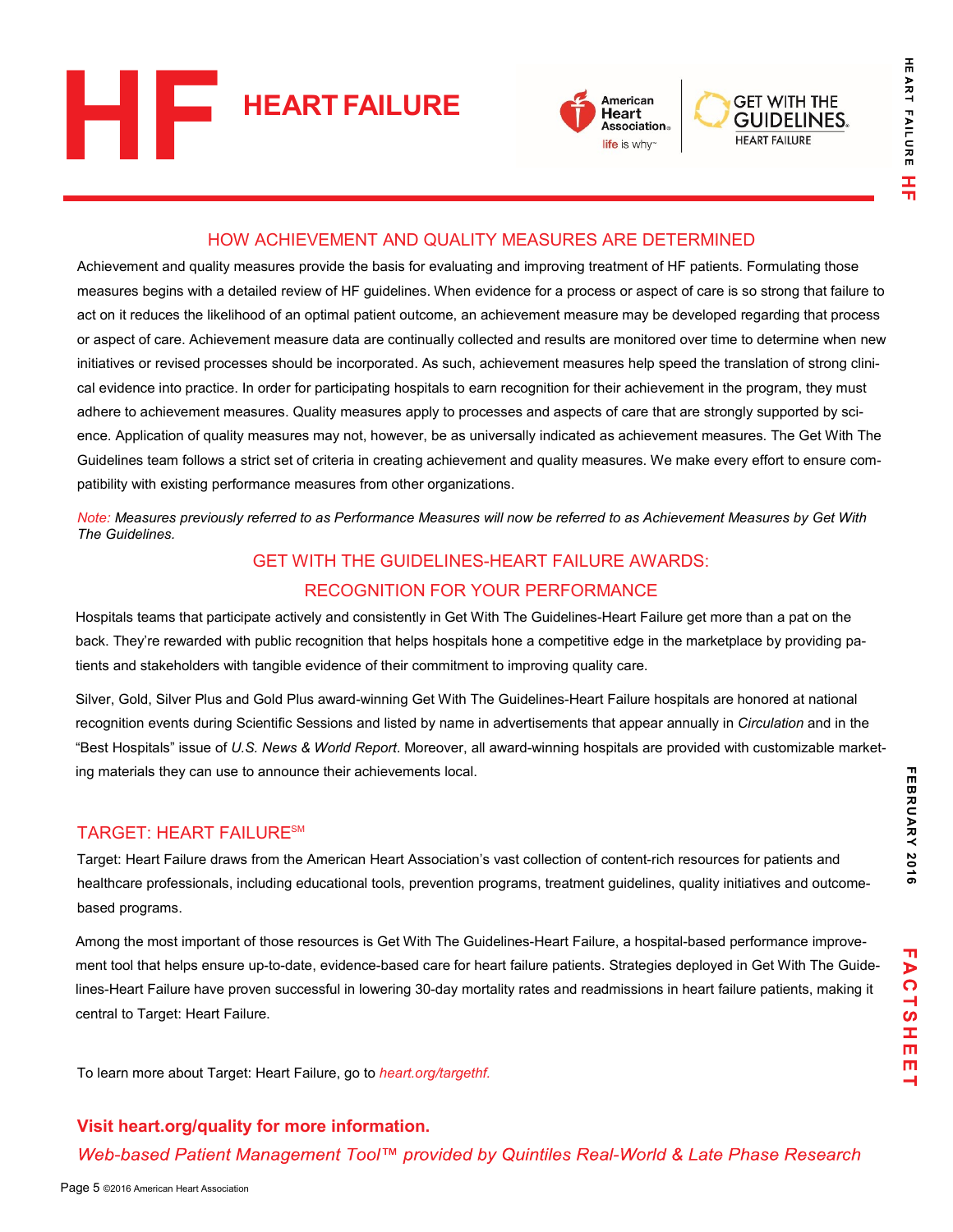# HF HEART FAILURE

## HOW ACHIEVEMENT AND QUALITY MEASURES ARE DETERMINED

Achievement and quality measures provide the basis for evaluating and improving treatment of HF patients. Formulating those measures begins with a detailed review of HF guidelines. When evidence for a process or aspect of care is so strong that failure to act on it reduces the likelihood of an optimal patient outcome, an achievement measure may be developed regarding that process or aspect of care. Achievement measure data are continually collected and results are monitored over time to determine when new initiatives or revised processes should be incorporated. As such, achievement measures help speed the translation of strong clinical evidence into practice. In order for participating hospitals to earn recognition for their achievement in the program, they must adhere to achievement measures. Quality measures apply to processes and aspects of care that are strongly supported by science. Application of quality measures may not, however, be as universally indicated as achievement measures. The Get With The Guidelines team follows a strict set of criteria in creating achievement and quality measures. We make every effort to ensure compatibility with existing performance measures from other organizations.

Note: *Measures previously referred to as Performance Measures will now be referred to as Achievement Measures by Get With The Guidelines.*

## GET WITH THE GUIDELINES-HEART FAILURE AWARDS: RECOGNITION FOR YOUR PERFORMANCE

Hospitals teams that participate actively and consistently in Get With The Guidelines-Heart Failure get more than a pat on the back. They're rewarded with public recognition that helps hospitals hone a competitive edge in the marketplace by providing patients and stakeholders with tangible evidence of their commitment to improving quality care.

Silver, Gold, Silver Plus and Gold Plus award-winning Get With The Guidelines-Heart Failure hospitals are honored at national recognition events during Scientific Sessions and listed by name in advertisements that appear annually in *Circulation* and in the "Best Hospitals" issue of *U.S. News & World Report*. Moreover, all award-winning hospitals are provided with customizable marketing materials they can use to announce their achievements local.

## TARGET: HEART FAILURE[SM]

Target: Heart Failure draws from the American Heart Association's vast collection of content-rich resources for patients and healthcare professionals, including educational tools, prevention programs, treatment guidelines, quality initiatives and outcome-based programs.

Among the most important of those resources is Get With The Guidelines-Heart Failure, a hospital-based performance improvement tool that helps ensure up-to-date, evidence-based care for heart failure patients. Strategies deployed in Get With The Guidelines-Heart Failure have proven successful in lowering 30-day mortality rates and readmissions in heart failure patients, making it central to Target: Heart Failure.

To learn more about Target: Heart Failure, go to *heart.org/targethf.*

**Visit heart.org/quality for more information.**

***Web-based Patient Management Tool™ provided by Quintiles Real-World & Late Phase Research***

©2016 American Heart Association